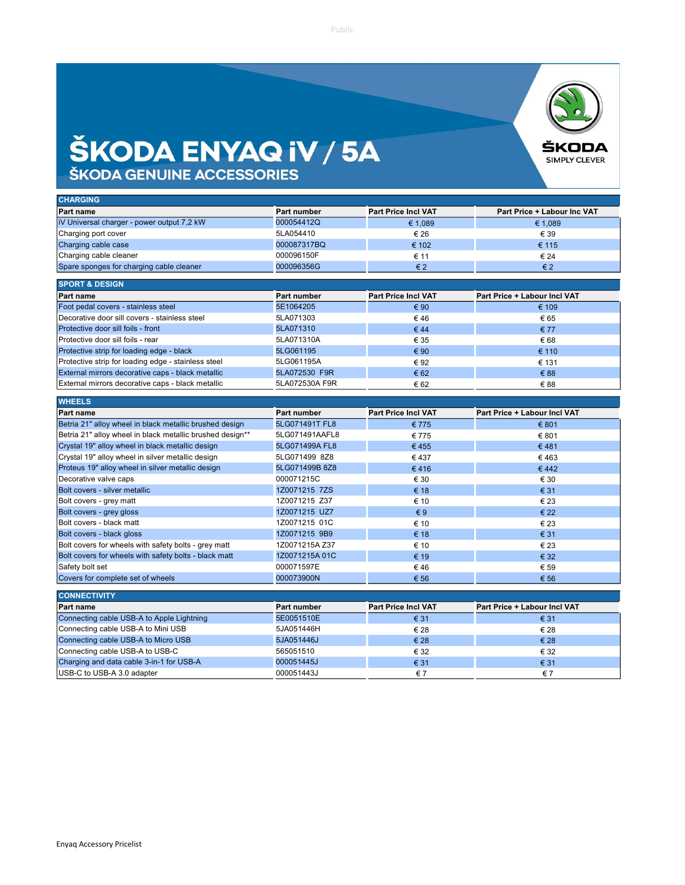# ŠKODA ENYAQ iV / 5A

## ŠKODA GENUINE ACCESSORIES

ŠKODA SIMPLY CLEVER

### CHARGING

| Part name | Part number | Part Price Incl VAT | Part Price + Labour Inc VAT |
|---|---|---|---|
| iV Universal charger - power output 7,2 kW | 000054412Q | € 1,089 | € 1,089 |
| Charging port cover | 5LA054410 | € 26 | € 39 |
| Charging cable case | 000087317BQ | € 102 | € 115 |
| Charging cable cleaner | 000096150F | € 11 | € 24 |
| Spare sponges for charging cable cleaner | 000096356G | € 2 | € 2 |

### SPORT & DESIGN

| Part name | Part number | Part Price Incl VAT | Part Price + Labour Incl VAT |
|---|---|---|---|
| Foot pedal covers - stainless steel | 5E1064205 | € 90 | € 109 |
| Decorative door sill covers - stainless steel | 5LA071303 | € 46 | € 65 |
| Protective door sill foils - front | 5LA071310 | € 44 | € 77 |
| Protective door sill foils - rear | 5LA071310A | € 35 | € 68 |
| Protective strip for loading edge - black | 5LG061195 | € 90 | € 110 |
| Protective strip for loading edge - stainless steel | 5LG061195A | € 92 | € 131 |
| External mirrors decorative caps - black metallic | 5LA072530 F9R | € 62 | € 88 |
| External mirrors decorative caps - black metallic | 5LA072530A F9R | € 62 | € 88 |

### WHEELS

| Part name | Part number | Part Price Incl VAT | Part Price + Labour Incl VAT |
|---|---|---|---|
| Betria 21" alloy wheel in black metallic brushed design | 5LG071491T FL8 | € 775 | € 801 |
| Betria 21" alloy wheel in black metallic brushed design** | 5LG071491AAFL8 | € 775 | € 801 |
| Crystal 19" alloy wheel in black metallic design | 5LG071499A FL8 | € 455 | € 481 |
| Crystal 19" alloy wheel in silver metallic design | 5LG071499 8Z8 | € 437 | € 463 |
| Proteus 19" alloy wheel in silver metallic design | 5LG071499B 8Z8 | € 416 | € 442 |
| Decorative valve caps | 000071215C | € 30 | € 30 |
| Bolt covers - silver metallic | 1Z0071215 7ZS | € 18 | € 31 |
| Bolt covers - grey matt | 1Z0071215 Z37 | € 10 | € 23 |
| Bolt covers - grey gloss | 1Z0071215 UZ7 | € 9 | € 22 |
| Bolt covers - black matt | 1Z0071215 01C | € 10 | € 23 |
| Bolt covers - black gloss | 1Z0071215 9B9 | € 18 | € 31 |
| Bolt covers for wheels with safety bolts - grey matt | 1Z0071215A Z37 | € 10 | € 23 |
| Bolt covers for wheels with safety bolts - black matt | 1Z0071215A 01C | € 19 | € 32 |
| Safety bolt set | 000071597E | € 46 | € 59 |
| Covers for complete set of wheels | 000073900N | € 56 | € 56 |

### CONNECTIVITY

| Part name | Part number | Part Price Incl VAT | Part Price + Labour Incl VAT |
|---|---|---|---|
| Connecting cable USB-A to Apple Lightning | 5E0051510E | € 31 | € 31 |
| Connecting cable USB-A to Mini USB | 5JA051446H | € 28 | € 28 |
| Connecting cable USB-A to Micro USB | 5JA051446J | € 28 | € 28 |
| Connecting cable USB-A to USB-C | 565051510 | € 32 | € 32 |
| Charging and data cable 3-in-1 for USB-A | 000051445J | € 31 | € 31 |
| USB-C to USB-A 3.0 adapter | 000051443J | € 7 | € 7 |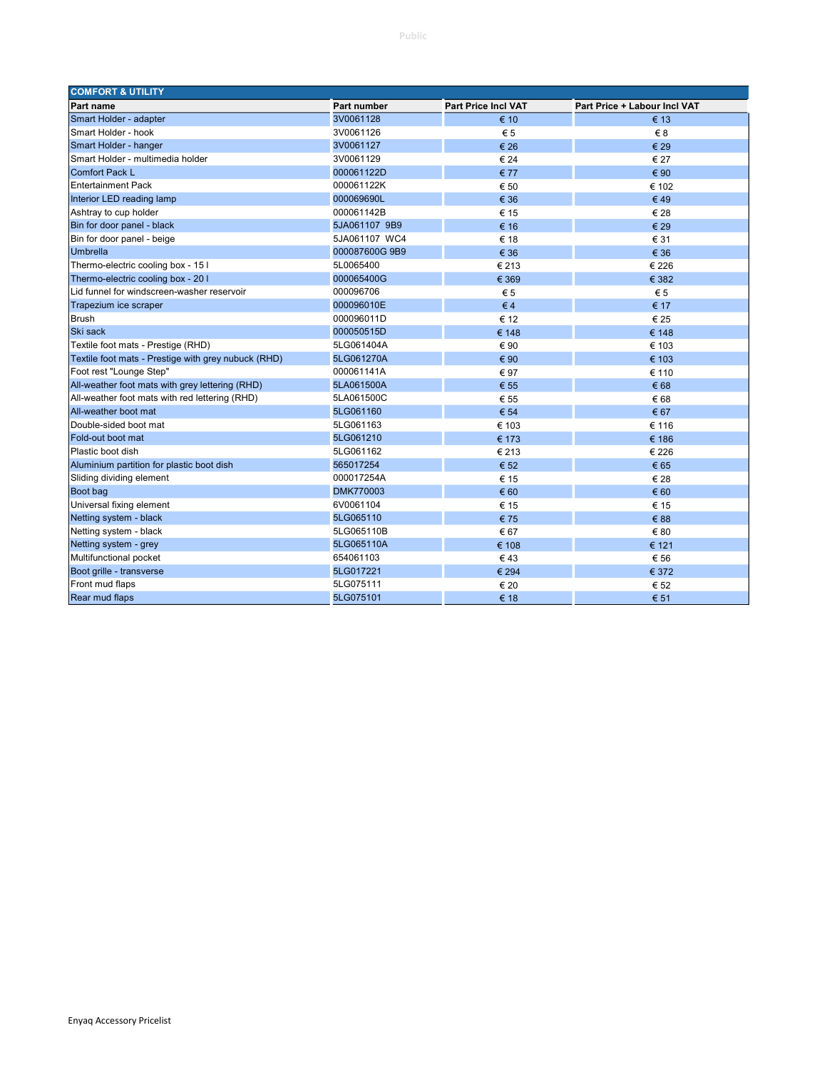| COMFORT & UTILITY | | | |
|---|---|---|---|
| **Part name** | **Part number** | **Part Price Incl VAT** | **Part Price + Labour Incl VAT** |
| Smart Holder - adapter | 3V0061128 | € 10 | € 13 |
| Smart Holder - hook | 3V0061126 | € 5 | € 8 |
| Smart Holder - hanger | 3V0061127 | € 26 | € 29 |
| Smart Holder - multimedia holder | 3V0061129 | € 24 | € 27 |
| Comfort Pack L | 000061122D | € 77 | € 90 |
| Entertainment Pack | 000061122K | € 50 | € 102 |
| Interior LED reading lamp | 000069690L | € 36 | € 49 |
| Ashtray to cup holder | 000061142B | € 15 | € 28 |
| Bin for door panel - black | 5JA061107 9B9 | € 16 | € 29 |
| Bin for door panel - beige | 5JA061107 WC4 | € 18 | € 31 |
| Umbrella | 000087600G 9B9 | € 36 | € 36 |
| Thermo-electric cooling box - 15 l | 5L0065400 | € 213 | € 226 |
| Thermo-electric cooling box - 20 l | 000065400G | € 369 | € 382 |
| Lid funnel for windscreen-washer reservoir | 000096706 | € 5 | € 5 |
| Trapezium ice scraper | 000096010E | € 4 | € 17 |
| Brush | 000096011D | € 12 | € 25 |
| Ski sack | 000050515D | € 148 | € 148 |
| Textile foot mats - Prestige (RHD) | 5LG061404A | € 90 | € 103 |
| Textile foot mats - Prestige with grey nubuck (RHD) | 5LG061270A | € 90 | € 103 |
| Foot rest "Lounge Step" | 000061141A | € 97 | € 110 |
| All-weather foot mats with grey lettering (RHD) | 5LA061500A | € 55 | € 68 |
| All-weather foot mats with red lettering (RHD) | 5LA061500C | € 55 | € 68 |
| All-weather boot mat | 5LG061160 | € 54 | € 67 |
| Double-sided boot mat | 5LG061163 | € 103 | € 116 |
| Fold-out boot mat | 5LG061210 | € 173 | € 186 |
| Plastic boot dish | 5LG061162 | € 213 | € 226 |
| Aluminium partition for plastic boot dish | 565017254 | € 52 | € 65 |
| Sliding dividing element | 000017254A | € 15 | € 28 |
| Boot bag | DMK770003 | € 60 | € 60 |
| Universal fixing element | 6V0061104 | € 15 | € 15 |
| Netting system - black | 5LG065110 | € 75 | € 88 |
| Netting system - black | 5LG065110B | € 67 | € 80 |
| Netting system - grey | 5LG065110A | € 108 | € 121 |
| Multifunctional pocket | 654061103 | € 43 | € 56 |
| Boot grille - transverse | 5LG017221 | € 294 | € 372 |
| Front mud flaps | 5LG075111 | € 20 | € 52 |
| Rear mud flaps | 5LG075101 | € 18 | € 51 |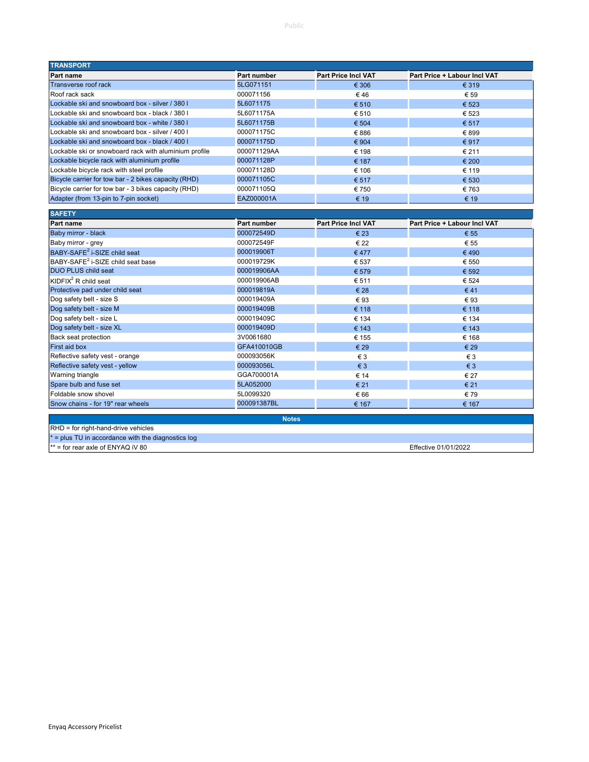## TRANSPORT

| Part name | Part number | Part Price Incl VAT | Part Price + Labour Incl VAT |
|---|---|---|---|
| Transverse roof rack | 5LG071151 | € 306 | € 319 |
| Roof rack sack | 000071156 | € 46 | € 59 |
| Lockable ski and snowboard box - silver / 380 l | 5L6071175 | € 510 | € 523 |
| Lockable ski and snowboard box - black / 380 l | 5L6071175A | € 510 | € 523 |
| Lockable ski and snowboard box - white / 380 l | 5L6071175B | € 504 | € 517 |
| Lockable ski and snowboard box - silver / 400 l | 000071175C | € 886 | € 899 |
| Lockable ski and snowboard box - black / 400 l | 000071175D | € 904 | € 917 |
| Lockable ski or snowboard rack with aluminium profile | 000071129AA | € 198 | € 211 |
| Lockable bicycle rack with aluminium profile | 000071128P | € 187 | € 200 |
| Lockable bicycle rack with steel profile | 000071128D | € 106 | € 119 |
| Bicycle carrier for tow bar - 2 bikes capacity (RHD) | 000071105C | € 517 | € 530 |
| Bicycle carrier for tow bar - 3 bikes capacity (RHD) | 000071105Q | € 750 | € 763 |
| Adapter (from 13-pin to 7-pin socket) | EAZ000001A | € 19 | € 19 |

## SAFETY

| Part name | Part number | Part Price Incl VAT | Part Price + Labour Incl VAT |
|---|---|---|---|
| Baby mirror - black | 000072549D | € 23 | € 55 |
| Baby mirror - grey | 000072549F | € 22 | € 55 |
| BABY-SAFE² i-SIZE child seat | 000019906T | € 477 | € 490 |
| BABY-SAFE² i-SIZE child seat base | 000019729K | € 537 | € 550 |
| DUO PLUS child seat | 000019906AA | € 579 | € 592 |
| KIDFIX² R child seat | 000019906AB | € 511 | € 524 |
| Protective pad under child seat | 000019819A | € 28 | € 41 |
| Dog safety belt - size S | 000019409A | € 93 | € 93 |
| Dog safety belt - size M | 000019409B | € 118 | € 118 |
| Dog safety belt - size L | 000019409C | € 134 | € 134 |
| Dog safety belt - size XL | 000019409D | € 143 | € 143 |
| Back seat protection | 3V0061680 | € 155 | € 168 |
| First aid box | GFA410010GB | € 29 | € 29 |
| Reflective safety vest - orange | 000093056K | € 3 | € 3 |
| Reflective safety vest - yellow | 000093056L | € 3 | € 3 |
| Warning triangle | GGA700001A | € 14 | € 27 |
| Spare bulb and fuse set | 5LA052000 | € 21 | € 21 |
| Foldable snow shovel | 5L0099320 | € 66 | € 79 |
| Snow chains - for 19" rear wheels | 000091387BL | € 167 | € 167 |

## Notes

RHD = for right-hand-drive vehicles

* = plus TU in accordance with the diagnostics log

** = for rear axle of ENYAQ iV 80

Effective 01/01/2022

Enyaq Accessory Pricelist